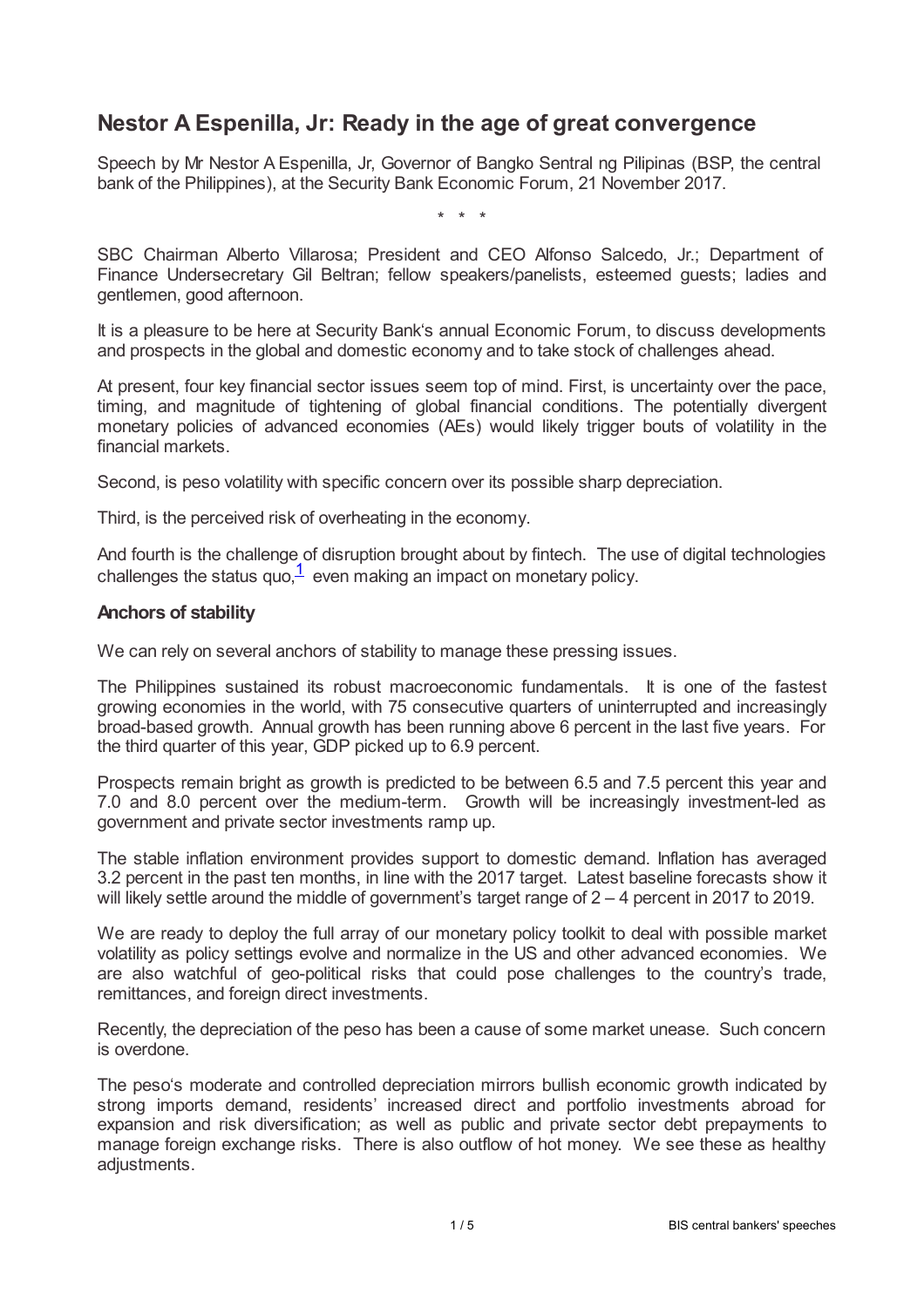# Nestor A Espenilla, Jr: Ready in the age of great convergence

Speech by Mr Nestor A Espenilla, Jr, Governor of Bangko Sentral ng Pilipinas (BSP, the central bank of the Philippines), at the Security Bank Economic Forum, 21 November 2017.

\* \* \*

SBC Chairman Alberto Villarosa; President and CEO Alfonso Salcedo, Jr.; Department of Finance Undersecretary Gil Beltran; fellow speakers/panelists, esteemed guests; ladies and gentlemen, good afternoon.

It is a pleasure to be here at Security Bank's annual Economic Forum, to discuss developments and prospects in the global and domestic economy and to take stock of challenges ahead.

At present, four key financial sector issues seem top of mind. First, is uncertainty over the pace, timing, and magnitude of tightening of global financial conditions. The potentially divergent monetary policies of advanced economies (AEs) would likely trigger bouts of volatility in the financial markets.

Second, is peso volatility with specific concern over its possible sharp depreciation.

Third, is the perceived risk of overheating in the economy.

And fourth is the challenge of disruption brought about by fintech. The use of digital technologies challenges the status quo,[1] even making an impact on monetary policy.

### Anchors of stability

We can rely on several anchors of stability to manage these pressing issues.

The Philippines sustained its robust macroeconomic fundamentals. It is one of the fastest growing economies in the world, with 75 consecutive quarters of uninterrupted and increasingly broad-based growth. Annual growth has been running above 6 percent in the last five years. For the third quarter of this year, GDP picked up to 6.9 percent.

Prospects remain bright as growth is predicted to be between 6.5 and 7.5 percent this year and 7.0 and 8.0 percent over the medium-term. Growth will be increasingly investment-led as government and private sector investments ramp up.

The stable inflation environment provides support to domestic demand. Inflation has averaged 3.2 percent in the past ten months, in line with the 2017 target. Latest baseline forecasts show it will likely settle around the middle of government's target range of 2 – 4 percent in 2017 to 2019.

We are ready to deploy the full array of our monetary policy toolkit to deal with possible market volatility as policy settings evolve and normalize in the US and other advanced economies. We are also watchful of geo-political risks that could pose challenges to the country's trade, remittances, and foreign direct investments.

Recently, the depreciation of the peso has been a cause of some market unease. Such concern is overdone.

The peso's moderate and controlled depreciation mirrors bullish economic growth indicated by strong imports demand, residents' increased direct and portfolio investments abroad for expansion and risk diversification; as well as public and private sector debt prepayments to manage foreign exchange risks. There is also outflow of hot money. We see these as healthy adjustments.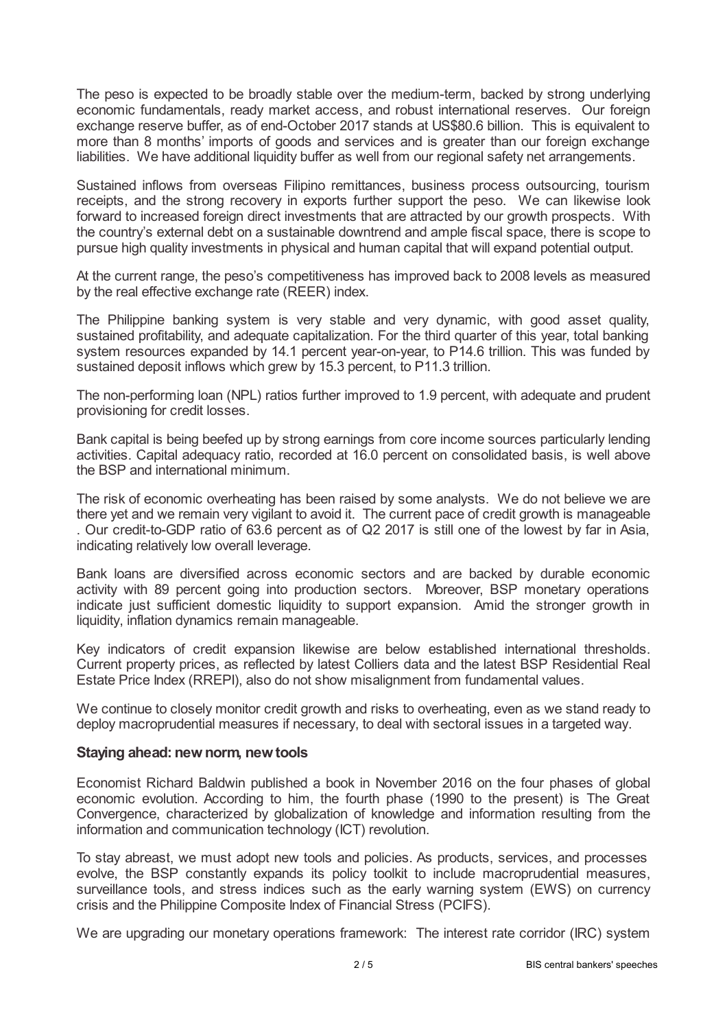The peso is expected to be broadly stable over the medium-term, backed by strong underlying economic fundamentals, ready market access, and robust international reserves. Our foreign exchange reserve buffer, as of end-October 2017 stands at US$80.6 billion. This is equivalent to more than 8 months' imports of goods and services and is greater than our foreign exchange liabilities. We have additional liquidity buffer as well from our regional safety net arrangements.

Sustained inflows from overseas Filipino remittances, business process outsourcing, tourism receipts, and the strong recovery in exports further support the peso. We can likewise look forward to increased foreign direct investments that are attracted by our growth prospects. With the country's external debt on a sustainable downtrend and ample fiscal space, there is scope to pursue high quality investments in physical and human capital that will expand potential output.

At the current range, the peso's competitiveness has improved back to 2008 levels as measured by the real effective exchange rate (REER) index.

The Philippine banking system is very stable and very dynamic, with good asset quality, sustained profitability, and adequate capitalization. For the third quarter of this year, total banking system resources expanded by 14.1 percent year-on-year, to P14.6 trillion. This was funded by sustained deposit inflows which grew by 15.3 percent, to P11.3 trillion.

The non-performing loan (NPL) ratios further improved to 1.9 percent, with adequate and prudent provisioning for credit losses.

Bank capital is being beefed up by strong earnings from core income sources particularly lending activities. Capital adequacy ratio, recorded at 16.0 percent on consolidated basis, is well above the BSP and international minimum.

The risk of economic overheating has been raised by some analysts. We do not believe we are there yet and we remain very vigilant to avoid it. The current pace of credit growth is manageable . Our credit-to-GDP ratio of 63.6 percent as of Q2 2017 is still one of the lowest by far in Asia, indicating relatively low overall leverage.

Bank loans are diversified across economic sectors and are backed by durable economic activity with 89 percent going into production sectors. Moreover, BSP monetary operations indicate just sufficient domestic liquidity to support expansion. Amid the stronger growth in liquidity, inflation dynamics remain manageable.

Key indicators of credit expansion likewise are below established international thresholds. Current property prices, as reflected by latest Colliers data and the latest BSP Residential Real Estate Price Index (RREPI), also do not show misalignment from fundamental values.

We continue to closely monitor credit growth and risks to overheating, even as we stand ready to deploy macroprudential measures if necessary, to deal with sectoral issues in a targeted way.

**Staying ahead: new norm, new tools**

Economist Richard Baldwin published a book in November 2016 on the four phases of global economic evolution. According to him, the fourth phase (1990 to the present) is The Great Convergence, characterized by globalization of knowledge and information resulting from the information and communication technology (ICT) revolution.

To stay abreast, we must adopt new tools and policies. As products, services, and processes evolve, the BSP constantly expands its policy toolkit to include macroprudential measures, surveillance tools, and stress indices such as the early warning system (EWS) on currency crisis and the Philippine Composite Index of Financial Stress (PCIFS).

We are upgrading our monetary operations framework: The interest rate corridor (IRC) system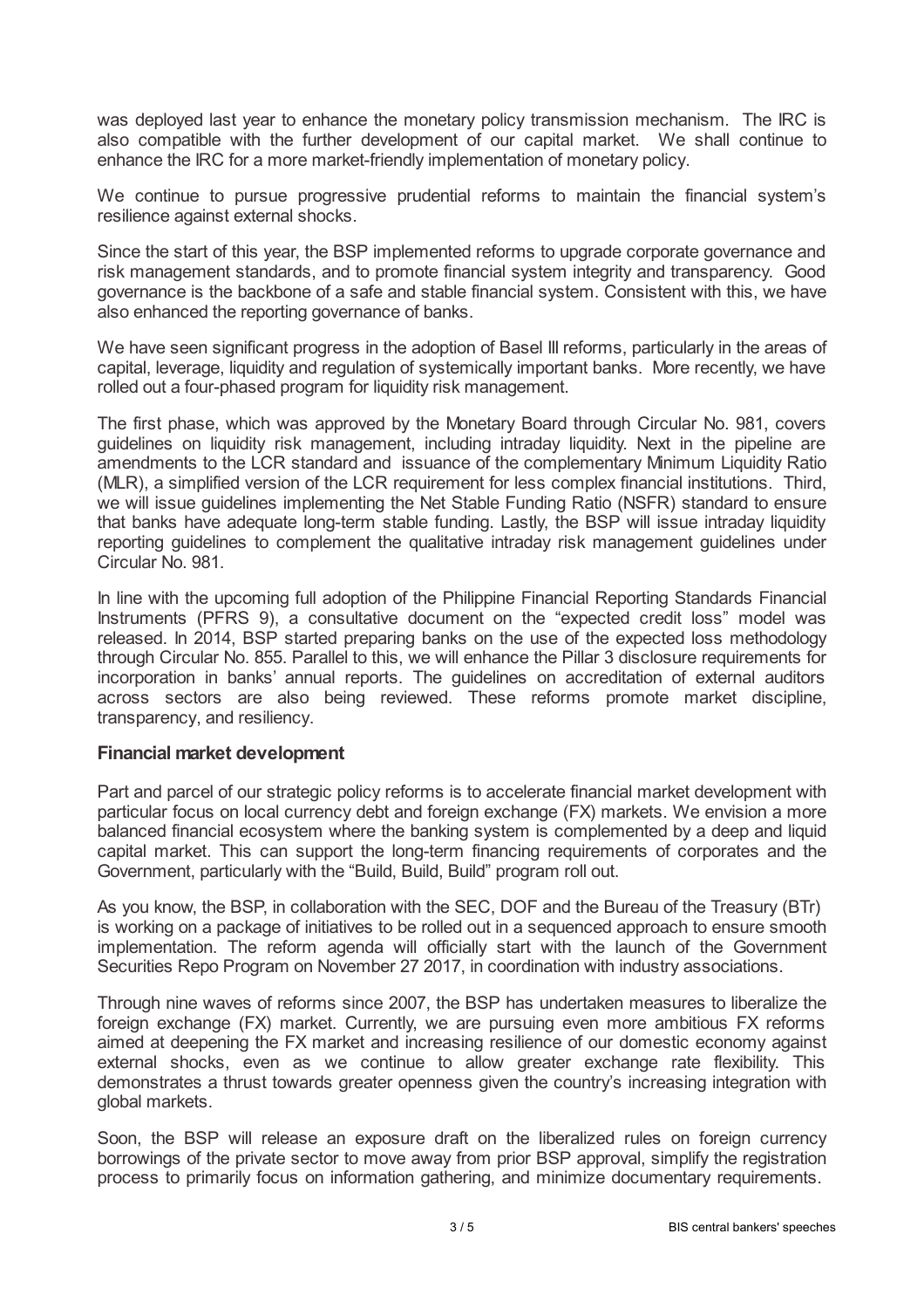was deployed last year to enhance the monetary policy transmission mechanism. The IRC is also compatible with the further development of our capital market. We shall continue to enhance the IRC for a more market-friendly implementation of monetary policy.

We continue to pursue progressive prudential reforms to maintain the financial system's resilience against external shocks.

Since the start of this year, the BSP implemented reforms to upgrade corporate governance and risk management standards, and to promote financial system integrity and transparency. Good governance is the backbone of a safe and stable financial system. Consistent with this, we have also enhanced the reporting governance of banks.

We have seen significant progress in the adoption of Basel III reforms, particularly in the areas of capital, leverage, liquidity and regulation of systemically important banks. More recently, we have rolled out a four-phased program for liquidity risk management.

The first phase, which was approved by the Monetary Board through Circular No. 981, covers guidelines on liquidity risk management, including intraday liquidity. Next in the pipeline are amendments to the LCR standard and issuance of the complementary Minimum Liquidity Ratio (MLR), a simplified version of the LCR requirement for less complex financial institutions. Third, we will issue guidelines implementing the Net Stable Funding Ratio (NSFR) standard to ensure that banks have adequate long-term stable funding. Lastly, the BSP will issue intraday liquidity reporting guidelines to complement the qualitative intraday risk management guidelines under Circular No. 981.

In line with the upcoming full adoption of the Philippine Financial Reporting Standards Financial Instruments (PFRS 9), a consultative document on the "expected credit loss" model was released. In 2014, BSP started preparing banks on the use of the expected loss methodology through Circular No. 855. Parallel to this, we will enhance the Pillar 3 disclosure requirements for incorporation in banks' annual reports. The guidelines on accreditation of external auditors across sectors are also being reviewed. These reforms promote market discipline, transparency, and resiliency.

### Financial market development

Part and parcel of our strategic policy reforms is to accelerate financial market development with particular focus on local currency debt and foreign exchange (FX) markets. We envision a more balanced financial ecosystem where the banking system is complemented by a deep and liquid capital market. This can support the long-term financing requirements of corporates and the Government, particularly with the "Build, Build, Build" program roll out.

As you know, the BSP, in collaboration with the SEC, DOF and the Bureau of the Treasury (BTr) is working on a package of initiatives to be rolled out in a sequenced approach to ensure smooth implementation. The reform agenda will officially start with the launch of the Government Securities Repo Program on November 27 2017, in coordination with industry associations.

Through nine waves of reforms since 2007, the BSP has undertaken measures to liberalize the foreign exchange (FX) market. Currently, we are pursuing even more ambitious FX reforms aimed at deepening the FX market and increasing resilience of our domestic economy against external shocks, even as we continue to allow greater exchange rate flexibility. This demonstrates a thrust towards greater openness given the country's increasing integration with global markets.

Soon, the BSP will release an exposure draft on the liberalized rules on foreign currency borrowings of the private sector to move away from prior BSP approval, simplify the registration process to primarily focus on information gathering, and minimize documentary requirements.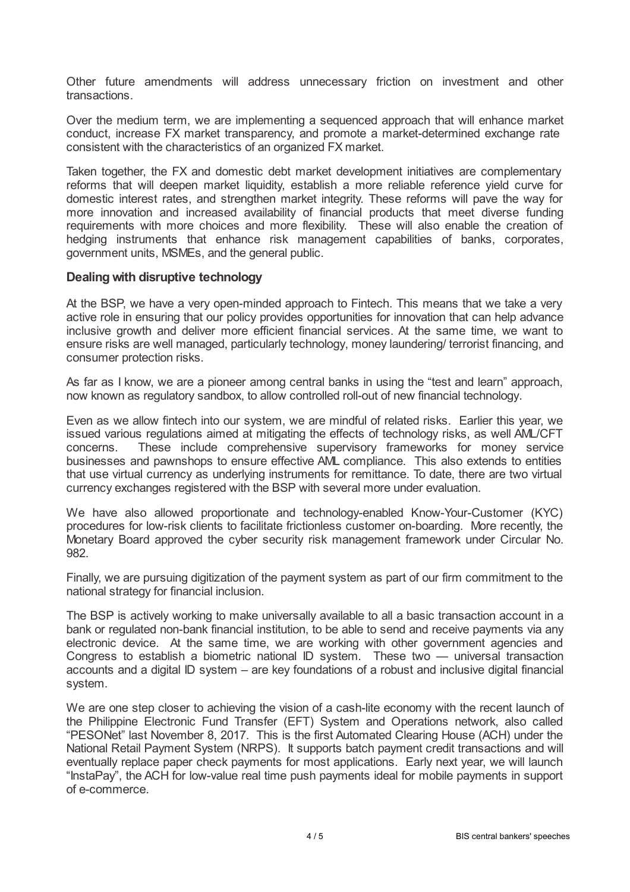Other future amendments will address unnecessary friction on investment and other transactions.

Over the medium term, we are implementing a sequenced approach that will enhance market conduct, increase FX market transparency, and promote a market-determined exchange rate consistent with the characteristics of an organized FX market.

Taken together, the FX and domestic debt market development initiatives are complementary reforms that will deepen market liquidity, establish a more reliable reference yield curve for domestic interest rates, and strengthen market integrity. These reforms will pave the way for more innovation and increased availability of financial products that meet diverse funding requirements with more choices and more flexibility. These will also enable the creation of hedging instruments that enhance risk management capabilities of banks, corporates, government units, MSMEs, and the general public.

### Dealing with disruptive technology

At the BSP, we have a very open-minded approach to Fintech. This means that we take a very active role in ensuring that our policy provides opportunities for innovation that can help advance inclusive growth and deliver more efficient financial services. At the same time, we want to ensure risks are well managed, particularly technology, money laundering/ terrorist financing, and consumer protection risks.

As far as I know, we are a pioneer among central banks in using the "test and learn" approach, now known as regulatory sandbox, to allow controlled roll-out of new financial technology.

Even as we allow fintech into our system, we are mindful of related risks. Earlier this year, we issued various regulations aimed at mitigating the effects of technology risks, as well AML/CFT concerns. These include comprehensive supervisory frameworks for money service businesses and pawnshops to ensure effective AML compliance. This also extends to entities that use virtual currency as underlying instruments for remittance. To date, there are two virtual currency exchanges registered with the BSP with several more under evaluation.

We have also allowed proportionate and technology-enabled Know-Your-Customer (KYC) procedures for low-risk clients to facilitate frictionless customer on-boarding. More recently, the Monetary Board approved the cyber security risk management framework under Circular No. 982.

Finally, we are pursuing digitization of the payment system as part of our firm commitment to the national strategy for financial inclusion.

The BSP is actively working to make universally available to all a basic transaction account in a bank or regulated non-bank financial institution, to be able to send and receive payments via any electronic device. At the same time, we are working with other government agencies and Congress to establish a biometric national ID system. These two — universal transaction accounts and a digital ID system – are key foundations of a robust and inclusive digital financial system.

We are one step closer to achieving the vision of a cash-lite economy with the recent launch of the Philippine Electronic Fund Transfer (EFT) System and Operations network, also called "PESONet" last November 8, 2017. This is the first Automated Clearing House (ACH) under the National Retail Payment System (NRPS). It supports batch payment credit transactions and will eventually replace paper check payments for most applications. Early next year, we will launch "InstaPay", the ACH for low-value real time push payments ideal for mobile payments in support of e-commerce.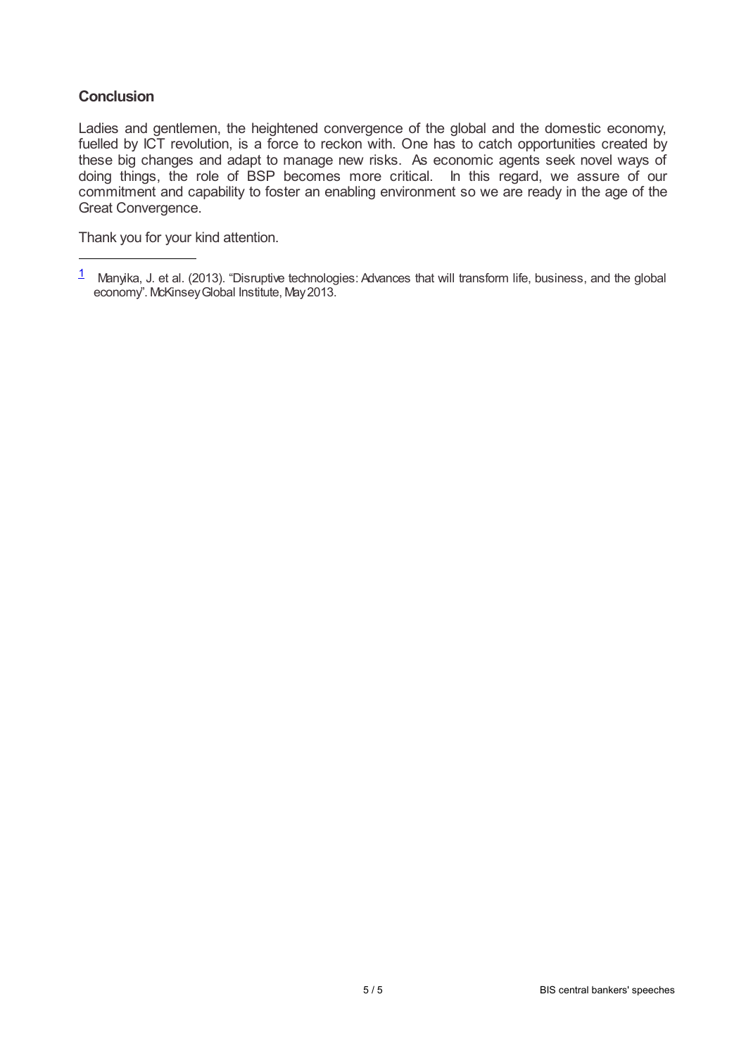## Conclusion

Ladies and gentlemen, the heightened convergence of the global and the domestic economy, fuelled by ICT revolution, is a force to reckon with. One has to catch opportunities created by these big changes and adapt to manage new risks. As economic agents seek novel ways of doing things, the role of BSP becomes more critical. In this regard, we assure of our commitment and capability to foster an enabling environment so we are ready in the age of the Great Convergence.

Thank you for your kind attention.

---

[1] Manyika, J. et al. (2013). "Disruptive technologies: Advances that will transform life, business, and the global economy". McKinsey Global Institute, May 2013.